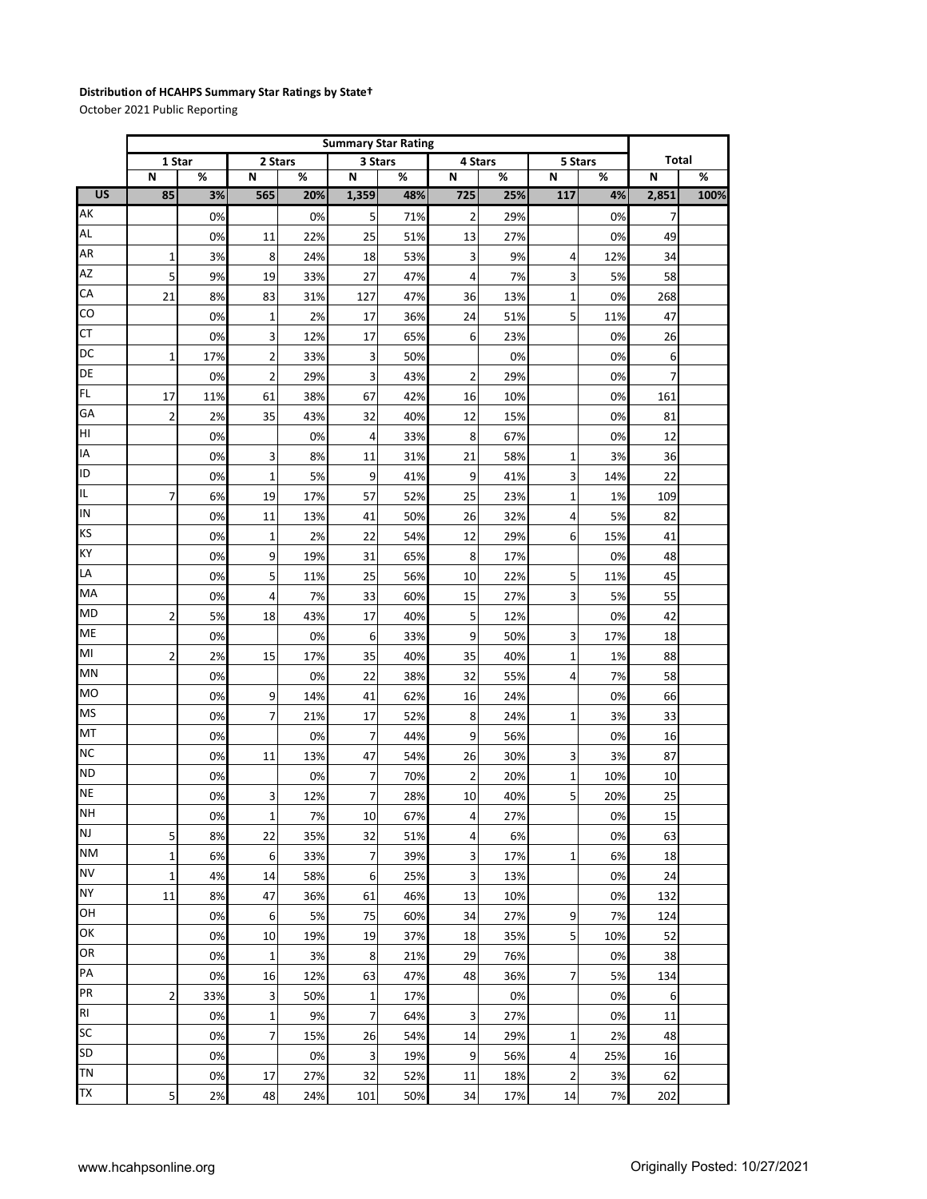**Distribution of HCAHPS Summary Star Ratings by State†**

October 2021 Public Reporting

| | Summary Star Rating | | | | | | | | | | | |
|---|---|---|---|---|---|---|---|---|---|---|---|---|
| | 1 Star | | 2 Stars | | 3 Stars | | 4 Stars | | 5 Stars | | Total | |
| | N | % | N | % | N | % | N | % | N | % | N | % |
| **US** | **85** | **3%** | **565** | **20%** | **1,359** | **48%** | **725** | **25%** | **117** | **4%** | **2,851** | **100%** |
| AK | | 0% | | 0% | 5 | 71% | 2 | 29% | | 0% | 7 | |
| AL | | 0% | 11 | 22% | 25 | 51% | 13 | 27% | | 0% | 49 | |
| AR | 1 | 3% | 8 | 24% | 18 | 53% | 3 | 9% | 4 | 12% | 34 | |
| AZ | 5 | 9% | 19 | 33% | 27 | 47% | 4 | 7% | 3 | 5% | 58 | |
| CA | 21 | 8% | 83 | 31% | 127 | 47% | 36 | 13% | 1 | 0% | 268 | |
| CO | | 0% | 1 | 2% | 17 | 36% | 24 | 51% | 5 | 11% | 47 | |
| CT | | 0% | 3 | 12% | 17 | 65% | 6 | 23% | | 0% | 26 | |
| DC | 1 | 17% | 2 | 33% | 3 | 50% | | 0% | | 0% | 6 | |
| DE | | 0% | 2 | 29% | 3 | 43% | 2 | 29% | | 0% | 7 | |
| FL | 17 | 11% | 61 | 38% | 67 | 42% | 16 | 10% | | 0% | 161 | |
| GA | 2 | 2% | 35 | 43% | 32 | 40% | 12 | 15% | | 0% | 81 | |
| HI | | 0% | | 0% | 4 | 33% | 8 | 67% | | 0% | 12 | |
| IA | | 0% | 3 | 8% | 11 | 31% | 21 | 58% | 1 | 3% | 36 | |
| ID | | 0% | 1 | 5% | 9 | 41% | 9 | 41% | 3 | 14% | 22 | |
| IL | 7 | 6% | 19 | 17% | 57 | 52% | 25 | 23% | 1 | 1% | 109 | |
| IN | | 0% | 11 | 13% | 41 | 50% | 26 | 32% | 4 | 5% | 82 | |
| KS | | 0% | 1 | 2% | 22 | 54% | 12 | 29% | 6 | 15% | 41 | |
| KY | | 0% | 9 | 19% | 31 | 65% | 8 | 17% | | 0% | 48 | |
| LA | | 0% | 5 | 11% | 25 | 56% | 10 | 22% | 5 | 11% | 45 | |
| MA | | 0% | 4 | 7% | 33 | 60% | 15 | 27% | 3 | 5% | 55 | |
| MD | 2 | 5% | 18 | 43% | 17 | 40% | 5 | 12% | | 0% | 42 | |
| ME | | 0% | | 0% | 6 | 33% | 9 | 50% | 3 | 17% | 18 | |
| MI | 2 | 2% | 15 | 17% | 35 | 40% | 35 | 40% | 1 | 1% | 88 | |
| MN | | 0% | | 0% | 22 | 38% | 32 | 55% | 4 | 7% | 58 | |
| MO | | 0% | 9 | 14% | 41 | 62% | 16 | 24% | | 0% | 66 | |
| MS | | 0% | 7 | 21% | 17 | 52% | 8 | 24% | 1 | 3% | 33 | |
| MT | | 0% | | 0% | 7 | 44% | 9 | 56% | | 0% | 16 | |
| NC | | 0% | 11 | 13% | 47 | 54% | 26 | 30% | 3 | 3% | 87 | |
| ND | | 0% | | 0% | 7 | 70% | 2 | 20% | 1 | 10% | 10 | |
| NE | | 0% | 3 | 12% | 7 | 28% | 10 | 40% | 5 | 20% | 25 | |
| NH | | 0% | 1 | 7% | 10 | 67% | 4 | 27% | | 0% | 15 | |
| NJ | 5 | 8% | 22 | 35% | 32 | 51% | 4 | 6% | | 0% | 63 | |
| NM | 1 | 6% | 6 | 33% | 7 | 39% | 3 | 17% | 1 | 6% | 18 | |
| NV | 1 | 4% | 14 | 58% | 6 | 25% | 3 | 13% | | 0% | 24 | |
| NY | 11 | 8% | 47 | 36% | 61 | 46% | 13 | 10% | | 0% | 132 | |
| OH | | 0% | 6 | 5% | 75 | 60% | 34 | 27% | 9 | 7% | 124 | |
| OK | | 0% | 10 | 19% | 19 | 37% | 18 | 35% | 5 | 10% | 52 | |
| OR | | 0% | 1 | 3% | 8 | 21% | 29 | 76% | | 0% | 38 | |
| PA | | 0% | 16 | 12% | 63 | 47% | 48 | 36% | 7 | 5% | 134 | |
| PR | 2 | 33% | 3 | 50% | 1 | 17% | | 0% | | 0% | 6 | |
| RI | | 0% | 1 | 9% | 7 | 64% | 3 | 27% | | 0% | 11 | |
| SC | | 0% | 7 | 15% | 26 | 54% | 14 | 29% | 1 | 2% | 48 | |
| SD | | 0% | | 0% | 3 | 19% | 9 | 56% | 4 | 25% | 16 | |
| TN | | 0% | 17 | 27% | 32 | 52% | 11 | 18% | 2 | 3% | 62 | |
| TX | 5 | 2% | 48 | 24% | 101 | 50% | 34 | 17% | 14 | 7% | 202 | |

www.hcahpsonline.org

Originally Posted: 10/27/2021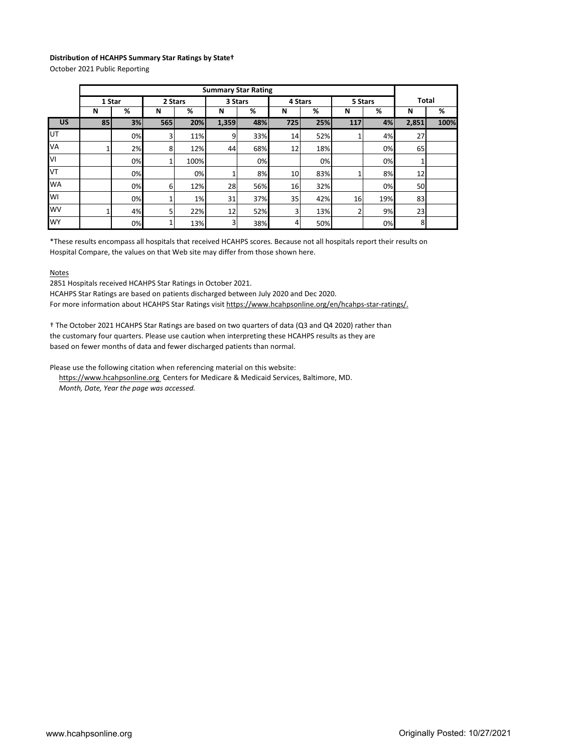**Distribution of HCAHPS Summary Star Ratings by State†**

October 2021 Public Reporting

| | Summary Star Rating | | | | | | | | | | | |
|---|---|---|---|---|---|---|---|---|---|---|---|---|
| | 1 Star | | 2 Stars | | 3 Stars | | 4 Stars | | 5 Stars | | Total | |
| | N | % | N | % | N | % | N | % | N | % | N | % |
| **US** | **85** | **3%** | **565** | **20%** | **1,359** | **48%** | **725** | **25%** | **117** | **4%** | **2,851** | **100%** |
| UT | | 0% | 3 | 11% | 9 | 33% | 14 | 52% | 1 | 4% | 27 | |
| VA | 1 | 2% | 8 | 12% | 44 | 68% | 12 | 18% | | 0% | 65 | |
| VI | | 0% | 1 | 100% | | 0% | | 0% | | 0% | 1 | |
| VT | | 0% | | 0% | 1 | 8% | 10 | 83% | 1 | 8% | 12 | |
| WA | | 0% | 6 | 12% | 28 | 56% | 16 | 32% | | 0% | 50 | |
| WI | | 0% | 1 | 1% | 31 | 37% | 35 | 42% | 16 | 19% | 83 | |
| WV | 1 | 4% | 5 | 22% | 12 | 52% | 3 | 13% | 2 | 9% | 23 | |
| WY | | 0% | 1 | 13% | 3 | 38% | 4 | 50% | | 0% | 8 | |

*These results encompass all hospitals that received HCAHPS scores. Because not all hospitals report their results on Hospital Compare, the values on that Web site may differ from those shown here.

Notes

2851 Hospitals received HCAHPS Star Ratings in October 2021.

HCAHPS Star Ratings are based on patients discharged between July 2020 and Dec 2020.

For more information about HCAHPS Star Ratings visit https://www.hcahpsonline.org/en/hcahps-star-ratings/.

† The October 2021 HCAHPS Star Ratings are based on two quarters of data (Q3 and Q4 2020) rather than the customary four quarters. Please use caution when interpreting these HCAHPS results as they are based on fewer months of data and fewer discharged patients than normal.

Please use the following citation when referencing material on this website:

https://www.hcahpsonline.org Centers for Medicare & Medicaid Services, Baltimore, MD.
*Month, Date, Year the page was accessed.*

www.hcahpsonline.org Originally Posted: 10/27/2021